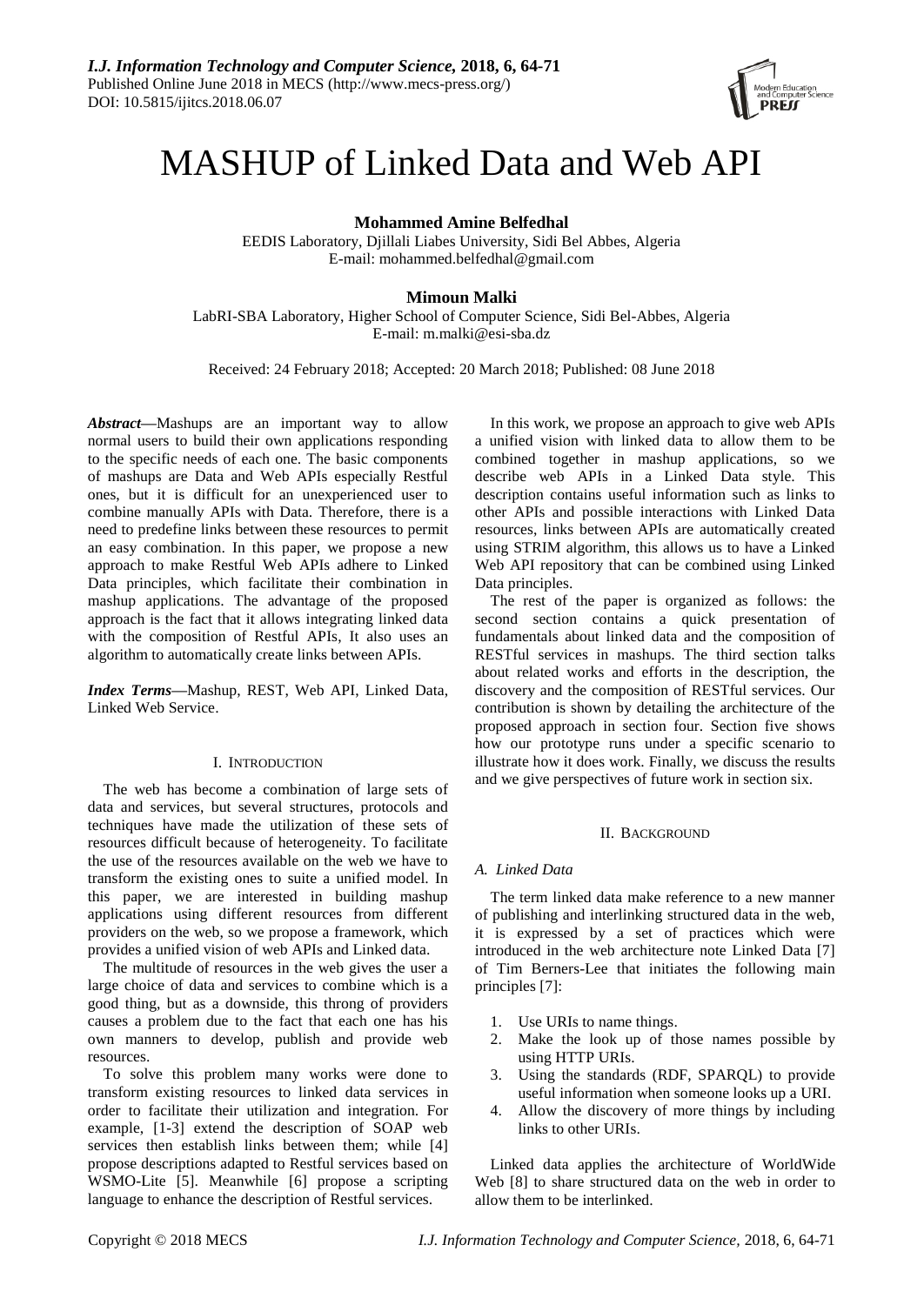# MASHUP of Linked Data and Web API

**Mohammed Amine Belfedhal**
EEDIS Laboratory, Djillali Liabes University, Sidi Bel Abbes, Algeria
E-mail: mohammed.belfedhal@gmail.com

**Mimoun Malki**
LabRI-SBA Laboratory, Higher School of Computer Science, Sidi Bel-Abbes, Algeria
E-mail: m.malki@esi-sba.dz

Received: 24 February 2018; Accepted: 20 March 2018; Published: 08 June 2018

***Abstract*—**Mashups are an important way to allow normal users to build their own applications responding to the specific needs of each one. The basic components of mashups are Data and Web APIs especially Restful ones, but it is difficult for an unexperienced user to combine manually APIs with Data. Therefore, there is a need to predefine links between these resources to permit an easy combination. In this paper, we propose a new approach to make Restful Web APIs adhere to Linked Data principles, which facilitate their combination in mashup applications. The advantage of the proposed approach is the fact that it allows integrating linked data with the composition of Restful APIs, It also uses an algorithm to automatically create links between APIs.

***Index Terms*—**Mashup, REST, Web API, Linked Data, Linked Web Service.

## I. Introduction

The web has become a combination of large sets of data and services, but several structures, protocols and techniques have made the utilization of these sets of resources difficult because of heterogeneity. To facilitate the use of the resources available on the web we have to transform the existing ones to suite a unified model. In this paper, we are interested in building mashup applications using different resources from different providers on the web, so we propose a framework, which provides a unified vision of web APIs and Linked data.

The multitude of resources in the web gives the user a large choice of data and services to combine which is a good thing, but as a downside, this throng of providers causes a problem due to the fact that each one has his own manners to develop, publish and provide web resources.

To solve this problem many works were done to transform existing resources to linked data services in order to facilitate their utilization and integration. For example, [1-3] extend the description of SOAP web services then establish links between them; while [4] propose descriptions adapted to Restful services based on WSMO-Lite [5]. Meanwhile [6] propose a scripting language to enhance the description of Restful services.

In this work, we propose an approach to give web APIs a unified vision with linked data to allow them to be combined together in mashup applications, so we describe web APIs in a Linked Data style. This description contains useful information such as links to other APIs and possible interactions with Linked Data resources, links between APIs are automatically created using STRIM algorithm, this allows us to have a Linked Web API repository that can be combined using Linked Data principles.

The rest of the paper is organized as follows: the second section contains a quick presentation of fundamentals about linked data and the composition of RESTful services in mashups. The third section talks about related works and efforts in the description, the discovery and the composition of RESTful services. Our contribution is shown by detailing the architecture of the proposed approach in section four. Section five shows how our prototype runs under a specific scenario to illustrate how it does work. Finally, we discuss the results and we give perspectives of future work in section six.

## II. Background

### *A. Linked Data*

The term linked data make reference to a new manner of publishing and interlinking structured data in the web, it is expressed by a set of practices which were introduced in the web architecture note Linked Data [7] of Tim Berners-Lee that initiates the following main principles [7]:

1. Use URIs to name things.
2. Make the look up of those names possible by using HTTP URIs.
3. Using the standards (RDF, SPARQL) to provide useful information when someone looks up a URI.
4. Allow the discovery of more things by including links to other URIs.

Linked data applies the architecture of WorldWide Web [8] to share structured data on the web in order to allow them to be interlinked.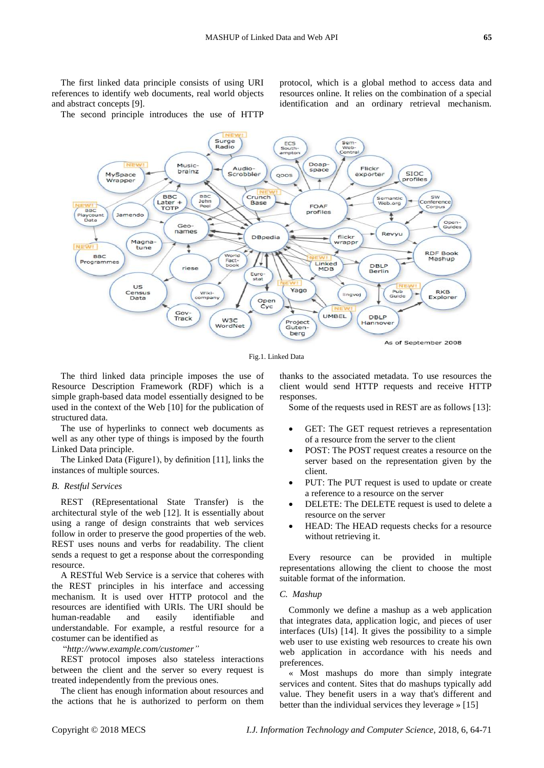The first linked data principle consists of using URI references to identify web documents, real world objects and abstract concepts [9].

The second principle introduces the use of HTTP protocol, which is a global method to access data and resources online. It relies on the combination of a special identification and an ordinary retrieval mechanism.

Fig.1. Linked Data

The third linked data principle imposes the use of Resource Description Framework (RDF) which is a simple graph-based data model essentially designed to be used in the context of the Web [10] for the publication of structured data.

The use of hyperlinks to connect web documents as well as any other type of things is imposed by the fourth Linked Data principle.

The Linked Data (Figure1), by definition [11], links the instances of multiple sources.

## B. Restful Services

REST (REpresentational State Transfer) is the architectural style of the web [12]. It is essentially about using a range of design constraints that web services follow in order to preserve the good properties of the web. REST uses nouns and verbs for readability. The client sends a request to get a response about the corresponding resource.

A RESTful Web Service is a service that coheres with the REST principles in his interface and accessing mechanism. It is used over HTTP protocol and the resources are identified with URIs. The URI should be human-readable and easily identifiable and understandable. For example, a restful resource for a costumer can be identified as

"*http://www.example.com/customer"*

REST protocol imposes also stateless interactions between the client and the server so every request is treated independently from the previous ones.

The client has enough information about resources and the actions that he is authorized to perform on them thanks to the associated metadata. To use resources the client would send HTTP requests and receive HTTP responses.

Some of the requests used in REST are as follows [13]:

- GET: The GET request retrieves a representation of a resource from the server to the client
- POST: The POST request creates a resource on the server based on the representation given by the client.
- PUT: The PUT request is used to update or create a reference to a resource on the server
- DELETE: The DELETE request is used to delete a resource on the server
- HEAD: The HEAD requests checks for a resource without retrieving it.

Every resource can be provided in multiple representations allowing the client to choose the most suitable format of the information.

## C. Mashup

Commonly we define a mashup as a web application that integrates data, application logic, and pieces of user interfaces (UIs) [14]. It gives the possibility to a simple web user to use existing web resources to create his own web application in accordance with his needs and preferences.

« Most mashups do more than simply integrate services and content. Sites that do mashups typically add value. They benefit users in a way that's different and better than the individual services they leverage » [15]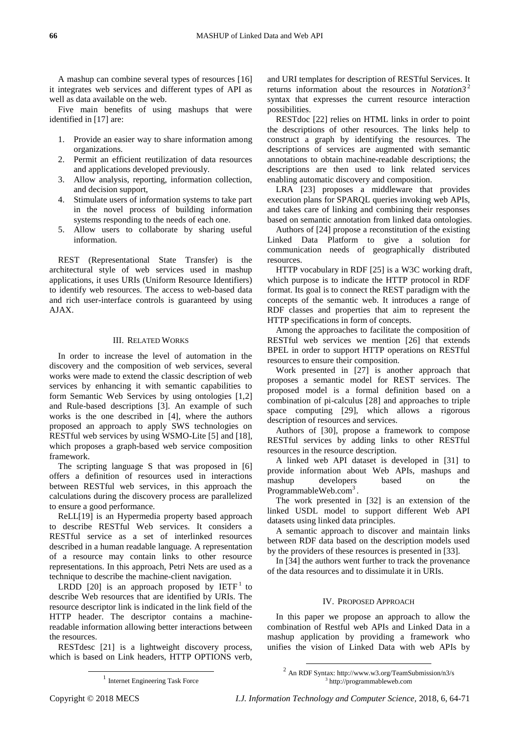A mashup can combine several types of resources [16] it integrates web services and different types of API as well as data available on the web.

Five main benefits of using mashups that were identified in [17] are:

1. Provide an easier way to share information among organizations.
2. Permit an efficient reutilization of data resources and applications developed previously.
3. Allow analysis, reporting, information collection, and decision support,
4. Stimulate users of information systems to take part in the novel process of building information systems responding to the needs of each one.
5. Allow users to collaborate by sharing useful information.

REST (Representational State Transfer) is the architectural style of web services used in mashup applications, it uses URIs (Uniform Resource Identifiers) to identify web resources. The access to web-based data and rich user-interface controls is guaranteed by using AJAX.

## III. Related Works

In order to increase the level of automation in the discovery and the composition of web services, several works were made to extend the classic description of web services by enhancing it with semantic capabilities to form Semantic Web Services by using ontologies [1,2] and Rule-based descriptions [3]. An example of such works is the one described in [4], where the authors proposed an approach to apply SWS technologies on RESTful web services by using WSMO-Lite [5] and [18], which proposes a graph-based web service composition framework.

The scripting language S that was proposed in [6] offers a definition of resources used in interactions between RESTful web services, in this approach the calculations during the discovery process are parallelized to ensure a good performance.

ReLL[19] is an Hypermedia property based approach to describe RESTful Web services. It considers a RESTful service as a set of interlinked resources described in a human readable language. A representation of a resource may contain links to other resource representations. In this approach, Petri Nets are used as a technique to describe the machine-client navigation.

LRDD [20] is an approach proposed by IETF[1] to describe Web resources that are identified by URIs. The resource descriptor link is indicated in the link field of the HTTP header. The descriptor contains a machine-readable information allowing better interactions between the resources.

RESTdesc [21] is a lightweight discovery process, which is based on Link headers, HTTP OPTIONS verb, and URI templates for description of RESTful Services. It returns information about the resources in *Notation3*[2] syntax that expresses the current resource interaction possibilities.

RESTdoc [22] relies on HTML links in order to point the descriptions of other resources. The links help to construct a graph by identifying the resources. The descriptions of services are augmented with semantic annotations to obtain machine-readable descriptions; the descriptions are then used to link related services enabling automatic discovery and composition.

LRA [23] proposes a middleware that provides execution plans for SPARQL queries invoking web APIs, and takes care of linking and combining their responses based on semantic annotation from linked data ontologies.

Authors of [24] propose a reconstitution of the existing Linked Data Platform to give a solution for communication needs of geographically distributed resources.

HTTP vocabulary in RDF [25] is a W3C working draft, which purpose is to indicate the HTTP protocol in RDF format. Its goal is to connect the REST paradigm with the concepts of the semantic web. It introduces a range of RDF classes and properties that aim to represent the HTTP specifications in form of concepts.

Among the approaches to facilitate the composition of RESTful web services we mention [26] that extends BPEL in order to support HTTP operations on RESTful resources to ensure their composition.

Work presented in [27] is another approach that proposes a semantic model for REST services. The proposed model is a formal definition based on a combination of pi-calculus [28] and approaches to triple space computing [29], which allows a rigorous description of resources and services.

Authors of [30], propose a framework to compose RESTful services by adding links to other RESTful resources in the resource description.

A linked web API dataset is developed in [31] to provide information about Web APIs, mashups and mashup developers based on the ProgrammableWeb.com[3].

The work presented in [32] is an extension of the linked USDL model to support different Web API datasets using linked data principles.

A semantic approach to discover and maintain links between RDF data based on the description models used by the providers of these resources is presented in [33].

In [34] the authors went further to track the provenance of the data resources and to dissimulate it in URIs.

## IV. Proposed Approach

In this paper we propose an approach to allow the combination of Restful web APIs and Linked Data in a mashup application by providing a framework who unifies the vision of Linked Data with web APIs by

---

[1] Internet Engineering Task Force

[2] An RDF Syntax: http://www.w3.org/TeamSubmission/n3/s

[3] http://programmableweb.com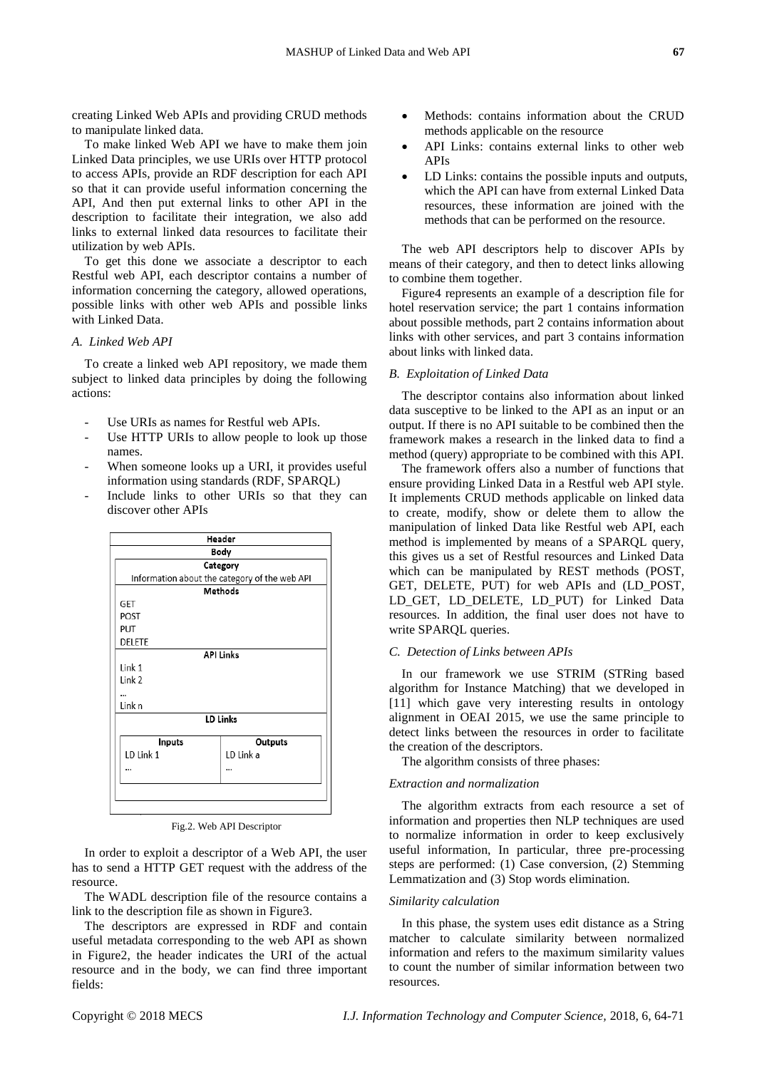creating Linked Web APIs and providing CRUD methods to manipulate linked data.

To make linked Web API we have to make them join Linked Data principles, we use URIs over HTTP protocol to access APIs, provide an RDF description for each API so that it can provide useful information concerning the API, And then put external links to other API in the description to facilitate their integration, we also add links to external linked data resources to facilitate their utilization by web APIs.

To get this done we associate a descriptor to each Restful web API, each descriptor contains a number of information concerning the category, allowed operations, possible links with other web APIs and possible links with Linked Data.

### *A. Linked Web API*

To create a linked web API repository, we made them subject to linked data principles by doing the following actions:

- Use URIs as names for Restful web APIs.
- Use HTTP URIs to allow people to look up those names.
- When someone looks up a URI, it provides useful information using standards (RDF, SPARQL)
- Include links to other URIs so that they can discover other APIs

| Header | |
|---|---|
| **Body** | |
| **Category** | |
| Information about the category of the web API | |
| **Methods** | |
| GET<br>POST<br>PUT<br>DELETE | |
| **API Links** | |
| Link 1<br>Link 2<br>...<br>Link n | |
| **LD Links** | |
| **Inputs** | **Outputs** |
| LD Link 1<br>... | LD Link a<br>... |

Fig.2. Web API Descriptor

In order to exploit a descriptor of a Web API, the user has to send a HTTP GET request with the address of the resource.

The WADL description file of the resource contains a link to the description file as shown in Figure3.

The descriptors are expressed in RDF and contain useful metadata corresponding to the web API as shown in Figure2, the header indicates the URI of the actual resource and in the body, we can find three important fields:

- Methods: contains information about the CRUD methods applicable on the resource
- API Links: contains external links to other web APIs
- LD Links: contains the possible inputs and outputs, which the API can have from external Linked Data resources, these information are joined with the methods that can be performed on the resource.

The web API descriptors help to discover APIs by means of their category, and then to detect links allowing to combine them together.

Figure4 represents an example of a description file for hotel reservation service; the part 1 contains information about possible methods, part 2 contains information about links with other services, and part 3 contains information about links with linked data.

### *B. Exploitation of Linked Data*

The descriptor contains also information about linked data susceptive to be linked to the API as an input or an output. If there is no API suitable to be combined then the framework makes a research in the linked data to find a method (query) appropriate to be combined with this API.

The framework offers also a number of functions that ensure providing Linked Data in a Restful web API style. It implements CRUD methods applicable on linked data to create, modify, show or delete them to allow the manipulation of linked Data like Restful web API, each method is implemented by means of a SPARQL query, this gives us a set of Restful resources and Linked Data which can be manipulated by REST methods (POST, GET, DELETE, PUT) for web APIs and (LD_POST, LD_GET, LD_DELETE, LD_PUT) for Linked Data resources. In addition, the final user does not have to write SPARQL queries.

### *C. Detection of Links between APIs*

In our framework we use STRIM (STRing based algorithm for Instance Matching) that we developed in [11] which gave very interesting results in ontology alignment in OEAI 2015, we use the same principle to detect links between the resources in order to facilitate the creation of the descriptors.

The algorithm consists of three phases:

*Extraction and normalization*

The algorithm extracts from each resource a set of information and properties then NLP techniques are used to normalize information in order to keep exclusively useful information, In particular, three pre-processing steps are performed: (1) Case conversion, (2) Stemming Lemmatization and (3) Stop words elimination.

*Similarity calculation*

In this phase, the system uses edit distance as a String matcher to calculate similarity between normalized information and refers to the maximum similarity values to count the number of similar information between two resources.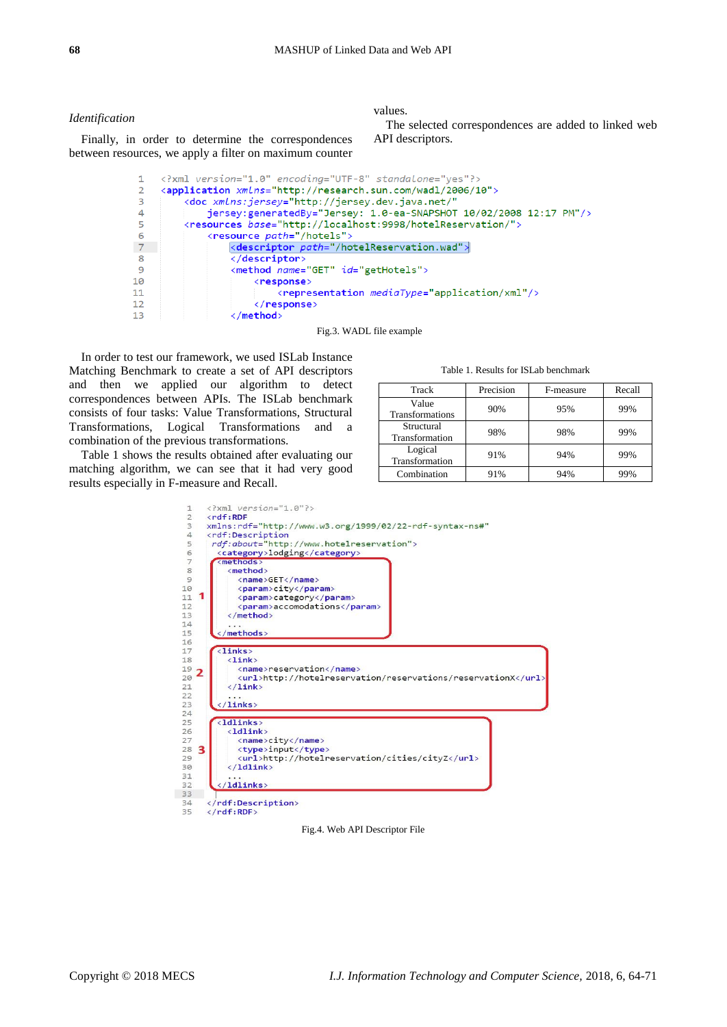*Identification*

Finally, in order to determine the correspondences between resources, we apply a filter on maximum counter values.

The selected correspondences are added to linked web API descriptors.

```
1   <?xml version="1.0" encoding="UTF-8" standalone="yes"?>
2   <application xmlns="http://research.sun.com/wadl/2006/10">
3       <doc xmlns:jersey="http://jersey.dev.java.net/"
4           jersey:generatedBy="Jersey: 1.0-ea-SNAPSHOT 10/02/2008 12:17 PM"/>
5       <resources base="http://localhost:9998/hotelReservation/">
6           <resource path="/hotels">
7               <descriptor path="/hotelReservation.wad">
8               </descriptor>
9               <method name="GET" id="getHotels">
10                  <response>
11                      <representation mediaType="application/xml"/>
12                  </response>
13              </method>
```

Fig.3. WADL file example

In order to test our framework, we used ISLab Instance Matching Benchmark to create a set of API descriptors and then we applied our algorithm to detect correspondences between APIs. The ISLab benchmark consists of four tasks: Value Transformations, Structural Transformations, Logical Transformations and a combination of the previous transformations.

Table 1 shows the results obtained after evaluating our matching algorithm, we can see that it had very good results especially in F-measure and Recall.

Table 1. Results for ISLab benchmark

| Track | Precision | F-measure | Recall |
|---|---|---|---|
| Value Transformations | 90% | 95% | 99% |
| Structural Transformation | 98% | 98% | 99% |
| Logical Transformation | 91% | 94% | 99% |
| Combination | 91% | 94% | 99% |

```
1   <?xml version="1.0"?>
2   <rdf:RDF
3   xmlns:rdf="http://www.w3.org/1999/02/22-rdf-syntax-ns#"
4   <rdf:Description
5    rdf:about="http://www.hotelreservation">
6     <category>lodging</category>
7     <methods>
8       <method>
9         <name>GET</name>
10        <param>city</param>
11        <param>category</param>
12        <param>accomodations</param>
13      </method>
14      ...
15    </methods>
16
17    <links>
18      <link>
19        <name>reservation</name>
20        <url>http://hotelreservation/reservations/reservationX</url>
21      </link>
22      ...
23    </links>
24
25    <ldlinks>
26      <ldlink>
27        <name>city</name>
28        <type>input</type>
29        <url>http://hotelreservation/cities/cityZ</url>
30      </ldlink>
31      ...
32    </ldlinks>
33
34  </rdf:Description>
35  </rdf:RDF>
```

Fig.4. Web API Descriptor File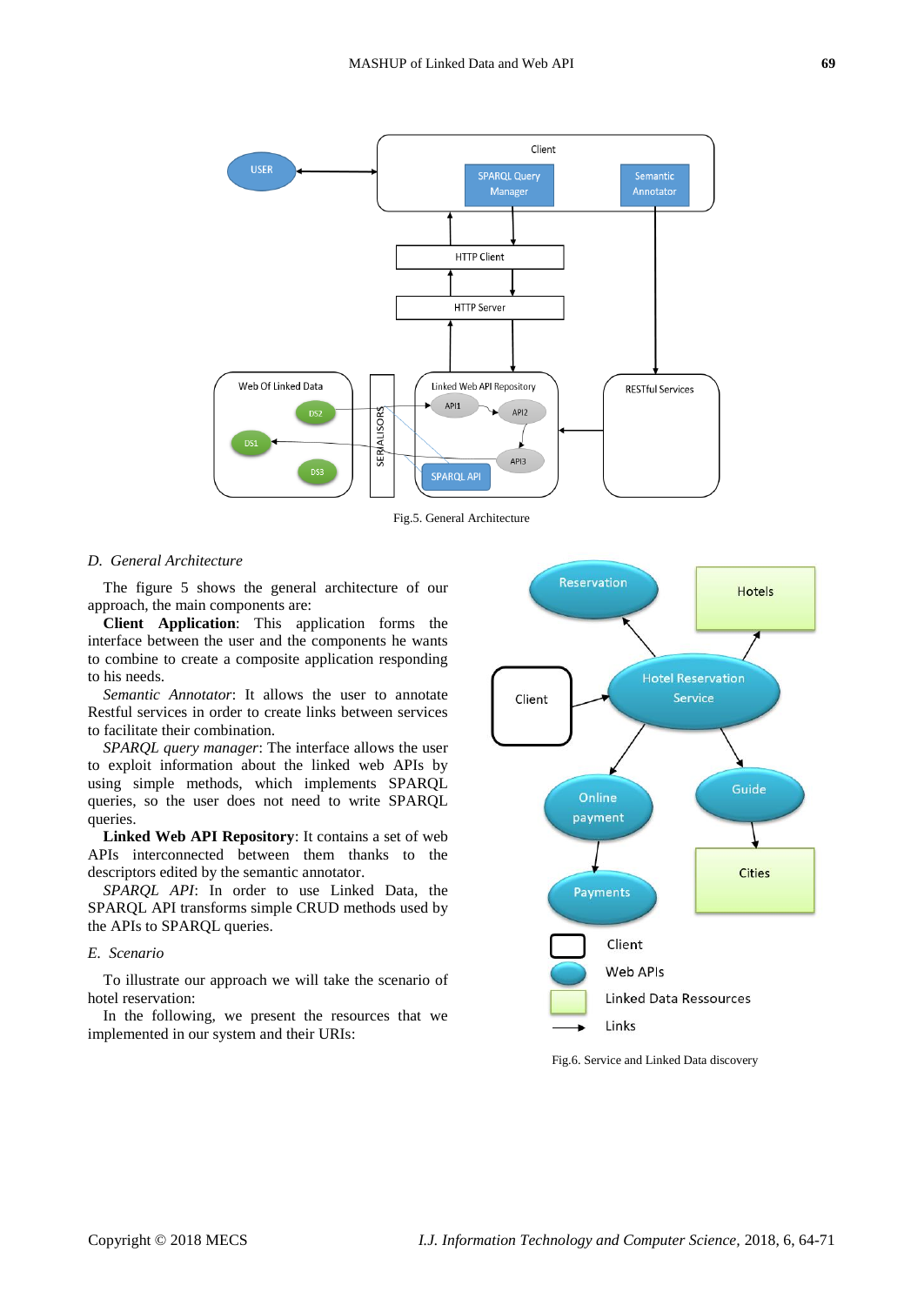Fig.5. General Architecture

## D. General Architecture

The figure 5 shows the general architecture of our approach, the main components are:

**Client Application**: This application forms the interface between the user and the components he wants to combine to create a composite application responding to his needs.

*Semantic Annotator*: It allows the user to annotate Restful services in order to create links between services to facilitate their combination.

*SPARQL query manager*: The interface allows the user to exploit information about the linked web APIs by using simple methods, which implements SPARQL queries, so the user does not need to write SPARQL queries.

**Linked Web API Repository**: It contains a set of web APIs interconnected between them thanks to the descriptors edited by the semantic annotator.

*SPARQL API*: In order to use Linked Data, the SPARQL API transforms simple CRUD methods used by the APIs to SPARQL queries.

## E. Scenario

To illustrate our approach we will take the scenario of hotel reservation:

In the following, we present the resources that we implemented in our system and their URIs:

Fig.6. Service and Linked Data discovery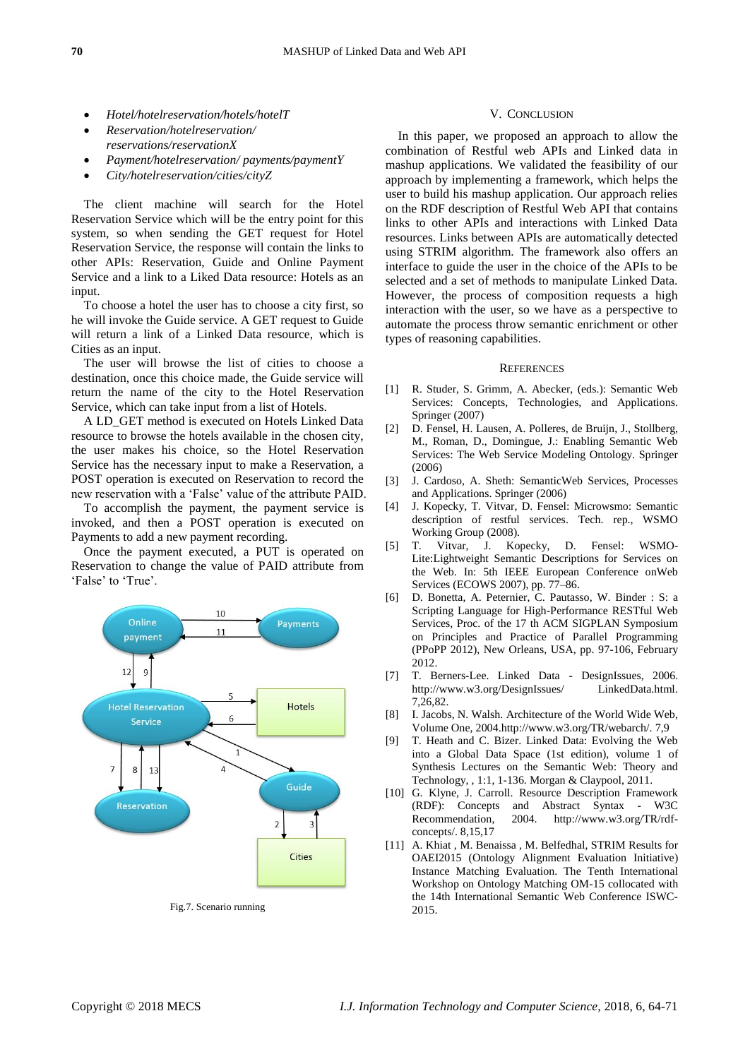- *Hotel/hotelreservation/hotels/hotelT*
- *Reservation/hotelreservation/ reservations/reservationX*
- *Payment/hotelreservation/ payments/paymentY*
- *City/hotelreservation/cities/cityZ*

The client machine will search for the Hotel Reservation Service which will be the entry point for this system, so when sending the GET request for Hotel Reservation Service, the response will contain the links to other APIs: Reservation, Guide and Online Payment Service and a link to a Liked Data resource: Hotels as an input.

To choose a hotel the user has to choose a city first, so he will invoke the Guide service. A GET request to Guide will return a link of a Linked Data resource, which is Cities as an input.

The user will browse the list of cities to choose a destination, once this choice made, the Guide service will return the name of the city to the Hotel Reservation Service, which can take input from a list of Hotels.

A LD_GET method is executed on Hotels Linked Data resource to browse the hotels available in the chosen city, the user makes his choice, so the Hotel Reservation Service has the necessary input to make a Reservation, a POST operation is executed on Reservation to record the new reservation with a 'False' value of the attribute PAID.

To accomplish the payment, the payment service is invoked, and then a POST operation is executed on Payments to add a new payment recording.

Once the payment executed, a PUT is operated on Reservation to change the value of PAID attribute from 'False' to 'True'.

Fig.7. Scenario running

## V. Conclusion

In this paper, we proposed an approach to allow the combination of Restful web APIs and Linked data in mashup applications. We validated the feasibility of our approach by implementing a framework, which helps the user to build his mashup application. Our approach relies on the RDF description of Restful Web API that contains links to other APIs and interactions with Linked Data resources. Links between APIs are automatically detected using STRIM algorithm. The framework also offers an interface to guide the user in the choice of the APIs to be selected and a set of methods to manipulate Linked Data. However, the process of composition requests a high interaction with the user, so we have as a perspective to automate the process throw semantic enrichment or other types of reasoning capabilities.

## References

[1] R. Studer, S. Grimm, A. Abecker, (eds.): Semantic Web Services: Concepts, Technologies, and Applications. Springer (2007)

[2] D. Fensel, H. Lausen, A. Polleres, de Bruijn, J., Stollberg, M., Roman, D., Domingue, J.: Enabling Semantic Web Services: The Web Service Modeling Ontology. Springer (2006)

[3] J. Cardoso, A. Sheth: SemanticWeb Services, Processes and Applications. Springer (2006)

[4] J. Kopecky, T. Vitvar, D. Fensel: Microwsmo: Semantic description of restful services. Tech. rep., WSMO Working Group (2008).

[5] T. Vitvar, J. Kopecky, D. Fensel: WSMO-Lite:Lightweight Semantic Descriptions for Services on the Web. In: 5th IEEE European Conference onWeb Services (ECOWS 2007), pp. 77–86.

[6] D. Bonetta, A. Peternier, C. Pautasso, W. Binder : S: a Scripting Language for High-Performance RESTful Web Services, Proc. of the 17 th ACM SIGPLAN Symposium on Principles and Practice of Parallel Programming (PPoPP 2012), New Orleans, USA, pp. 97-106, February 2012.

[7] T. Berners-Lee. Linked Data - DesignIssues, 2006. http://www.w3.org/DesignIssues/ LinkedData.html. 7,26,82.

[8] I. Jacobs, N. Walsh. Architecture of the World Wide Web, Volume One, 2004.http://www.w3.org/TR/webarch/. 7,9

[9] T. Heath and C. Bizer. Linked Data: Evolving the Web into a Global Data Space (1st edition), volume 1 of Synthesis Lectures on the Semantic Web: Theory and Technology, , 1:1, 1-136. Morgan & Claypool, 2011.

[10] G. Klyne, J. Carroll. Resource Description Framework (RDF): Concepts and Abstract Syntax - W3C Recommendation, 2004. http://www.w3.org/TR/rdf-concepts/. 8,15,17

[11] A. Khiat , M. Benaissa , M. Belfedhal, STRIM Results for OAEI2015 (Ontology Alignment Evaluation Initiative) Instance Matching Evaluation. The Tenth International Workshop on Ontology Matching OM-15 collocated with the 14th International Semantic Web Conference ISWC-2015.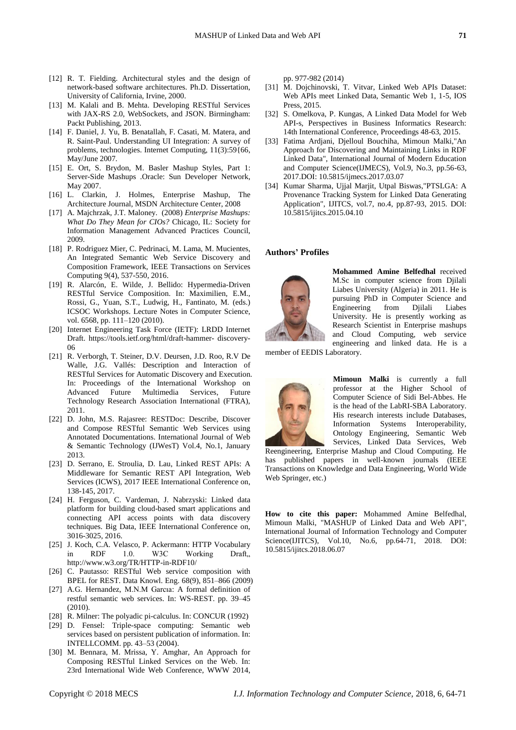[12] R. T. Fielding. Architectural styles and the design of network-based software architectures. Ph.D. Dissertation, University of California, Irvine, 2000.

[13] M. Kalali and B. Mehta. Developing RESTful Services with JAX-RS 2.0, WebSockets, and JSON. Birmingham: Packt Publishing, 2013.

[14] F. Daniel, J. Yu, B. Benatallah, F. Casati, M. Matera, and R. Saint-Paul. Understanding UI Integration: A survey of problems, technologies. Internet Computing, 11(3):59{66, May/June 2007.

[15] E. Ort, S. Brydon, M. Basler Mashup Styles, Part 1: Server-Side Mashups .Oracle: Sun Developer Network, May 2007.

[16] L. Clarkin, J. Holmes, Enterprise Mashup, The Architecture Journal, MSDN Architecture Center, 2008

[17] A. Majchrzak, J.T. Maloney. (2008) *Enterprise Mashups: What Do They Mean for CIOs?* Chicago, IL: Society for Information Management Advanced Practices Council, 2009.

[18] P. Rodriguez Mier, C. Pedrinaci, M. Lama, M. Mucientes, An Integrated Semantic Web Service Discovery and Composition Framework, IEEE Transactions on Services Computing 9(4), 537-550, 2016.

[19] R. Alarcón, E. Wilde, J. Bellido: Hypermedia-Driven RESTful Service Composition. In: Maximilien, E.M., Rossi, G., Yuan, S.T., Ludwig, H., Fantinato, M. (eds.) ICSOC Workshops. Lecture Notes in Computer Science, vol. 6568, pp. 111–120 (2010).

[20] Internet Engineering Task Force (IETF): LRDD Internet Draft. https://tools.ietf.org/html/draft-hammer- discovery-06

[21] R. Verborgh, T. Steiner, D.V. Deursen, J.D. Roo, R.V De Walle, J.G. Vallés: Description and Interaction of RESTful Services for Automatic Discovery and Execution. In: Proceedings of the International Workshop on Advanced Future Multimedia Services, Future Technology Research Association International (FTRA), 2011.

[22] D. John, M.S. Rajasree: RESTDoc: Describe, Discover and Compose RESTful Semantic Web Services using Annotated Documentations. International Journal of Web & Semantic Technology (IJWesT) Vol.4, No.1, January 2013.

[23] D. Serrano, E. Stroulia, D. Lau, Linked REST APIs: A Middleware for Semantic REST API Integration, Web Services (ICWS), 2017 IEEE International Conference on, 138-145, 2017.

[24] H. Ferguson, C. Vardeman, J. Nabrzyski: Linked data platform for building cloud-based smart applications and connecting API access points with data discovery techniques. Big Data, IEEE International Conference on, 3016-3025, 2016.

[25] J. Koch, C.A. Velasco, P. Ackermann: HTTP Vocabulary in RDF 1.0. W3C Working Draft,, http://www.w3.org/TR/HTTP-in-RDF10/

[26] C. Pautasso: RESTful Web service composition with BPEL for REST. Data Knowl. Eng. 68(9), 851–866 (2009)

[27] A.G. Hernandez, M.N.M Garcıa: A formal definition of restful semantic web services. In: WS-REST. pp. 39–45 (2010).

[28] R. Milner: The polyadic pi-calculus. In: CONCUR (1992)

[29] D. Fensel: Triple-space computing: Semantic web services based on persistent publication of information. In: INTELLCOMM. pp. 43–53 (2004).

[30] M. Bennara, M. Mrissa, Y. Amghar, An Approach for Composing RESTful Linked Services on the Web. In: 23rd International Wide Web Conference, WWW 2014, pp. 977-982 (2014)

[31] M. Dojchinovski, T. Vitvar, Linked Web APIs Dataset: Web APIs meet Linked Data, Semantic Web 1, 1-5, IOS Press, 2015.

[32] S. Omelkova, P. Kungas, A Linked Data Model for Web API-s, Perspectives in Business Informatics Research: 14th International Conference, Proceedings 48-63, 2015.

[33] Fatima Ardjani, Djelloul Bouchiha, Mimoun Malki,"An Approach for Discovering and Maintaining Links in RDF Linked Data", International Journal of Modern Education and Computer Science(IJMECS), Vol.9, No.3, pp.56-63, 2017.DOI: 10.5815/ijmecs.2017.03.07

[34] Kumar Sharma, Ujjal Marjit, Utpal Biswas,"PTSLGA: A Provenance Tracking System for Linked Data Generating Application", IJITCS, vol.7, no.4, pp.87-93, 2015. DOI: 10.5815/ijitcs.2015.04.10

## Authors' Profiles

**Mohammed Amine Belfedhal** received M.Sc in computer science from Djilali Liabes University (Algeria) in 2011. He is pursuing PhD in Computer Science and Engineering from Djilali Liabes University. He is presently working as Research Scientist in Enterprise mashups and Cloud Computing, web service engineering and linked data. He is a member of EEDIS Laboratory.

**Mimoun Malki** is currently a full professor at the Higher School of Computer Science of Sidi Bel-Abbes. He is the head of the LabRI-SBA Laboratory. His research interests include Databases, Information Systems Interoperability, Ontology Engineering, Semantic Web Services, Linked Data Services, Web Reengineering, Enterprise Mashup and Cloud Computing. He has published papers in well-known journals (IEEE Transactions on Knowledge and Data Engineering, World Wide Web Springer, etc.)

**How to cite this paper:** Mohammed Amine Belfedhal, Mimoun Malki, "MASHUP of Linked Data and Web API", International Journal of Information Technology and Computer Science(IJITCS), Vol.10, No.6, pp.64-71, 2018. DOI: 10.5815/ijitcs.2018.06.07